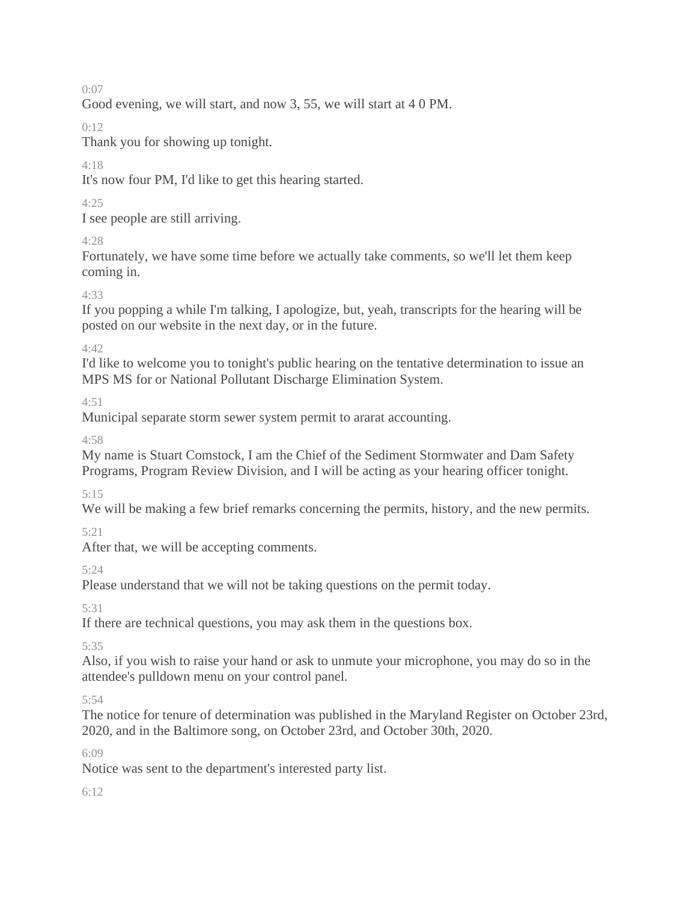0:07

Good evening, we will start, and now 3, 55, we will start at 4 0 PM.

0:12

Thank you for showing up tonight.

4:18

It's now four PM, I'd like to get this hearing started.

4:25

I see people are still arriving.

4:28

Fortunately, we have some time before we actually take comments, so we'll let them keep coming in.

4:33

If you popping a while I'm talking, I apologize, but, yeah, transcripts for the hearing will be posted on our website in the next day, or in the future.

4:42

I'd like to welcome you to tonight's public hearing on the tentative determination to issue an MPS MS for or National Pollutant Discharge Elimination System.

4:51

Municipal separate storm sewer system permit to ararat accounting.

4:58

My name is Stuart Comstock, I am the Chief of the Sediment Stormwater and Dam Safety Programs, Program Review Division, and I will be acting as your hearing officer tonight.

5:15

We will be making a few brief remarks concerning the permits, history, and the new permits.

5:21

After that, we will be accepting comments.

5:24

Please understand that we will not be taking questions on the permit today.

5:31

If there are technical questions, you may ask them in the questions box.

5:35

Also, if you wish to raise your hand or ask to unmute your microphone, you may do so in the attendee's pulldown menu on your control panel.

5:54

The notice for tenure of determination was published in the Maryland Register on October 23rd, 2020, and in the Baltimore song, on October 23rd, and October 30th, 2020.

6:09

Notice was sent to the department's interested party list.

6:12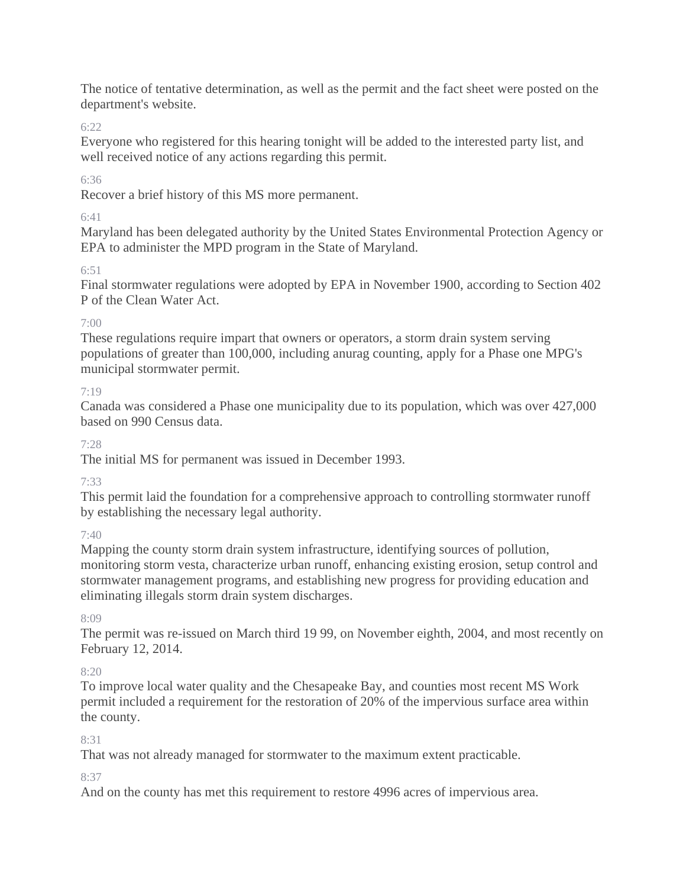The notice of tentative determination, as well as the permit and the fact sheet were posted on the department's website.

6:22

Everyone who registered for this hearing tonight will be added to the interested party list, and well received notice of any actions regarding this permit.

6:36

Recover a brief history of this MS more permanent.

6:41

Maryland has been delegated authority by the United States Environmental Protection Agency or EPA to administer the MPD program in the State of Maryland.

6:51

Final stormwater regulations were adopted by EPA in November 1900, according to Section 402 P of the Clean Water Act.

7:00

These regulations require impart that owners or operators, a storm drain system serving populations of greater than 100,000, including anurag counting, apply for a Phase one MPG's municipal stormwater permit.

7:19

Canada was considered a Phase one municipality due to its population, which was over 427,000 based on 990 Census data.

7:28

The initial MS for permanent was issued in December 1993.

7:33

This permit laid the foundation for a comprehensive approach to controlling stormwater runoff by establishing the necessary legal authority.

7:40

Mapping the county storm drain system infrastructure, identifying sources of pollution, monitoring storm vesta, characterize urban runoff, enhancing existing erosion, setup control and stormwater management programs, and establishing new progress for providing education and eliminating illegals storm drain system discharges.

8:09

The permit was re-issued on March third 19 99, on November eighth, 2004, and most recently on February 12, 2014.

8:20

To improve local water quality and the Chesapeake Bay, and counties most recent MS Work permit included a requirement for the restoration of 20% of the impervious surface area within the county.

8:31

That was not already managed for stormwater to the maximum extent practicable.

8:37

And on the county has met this requirement to restore 4996 acres of impervious area.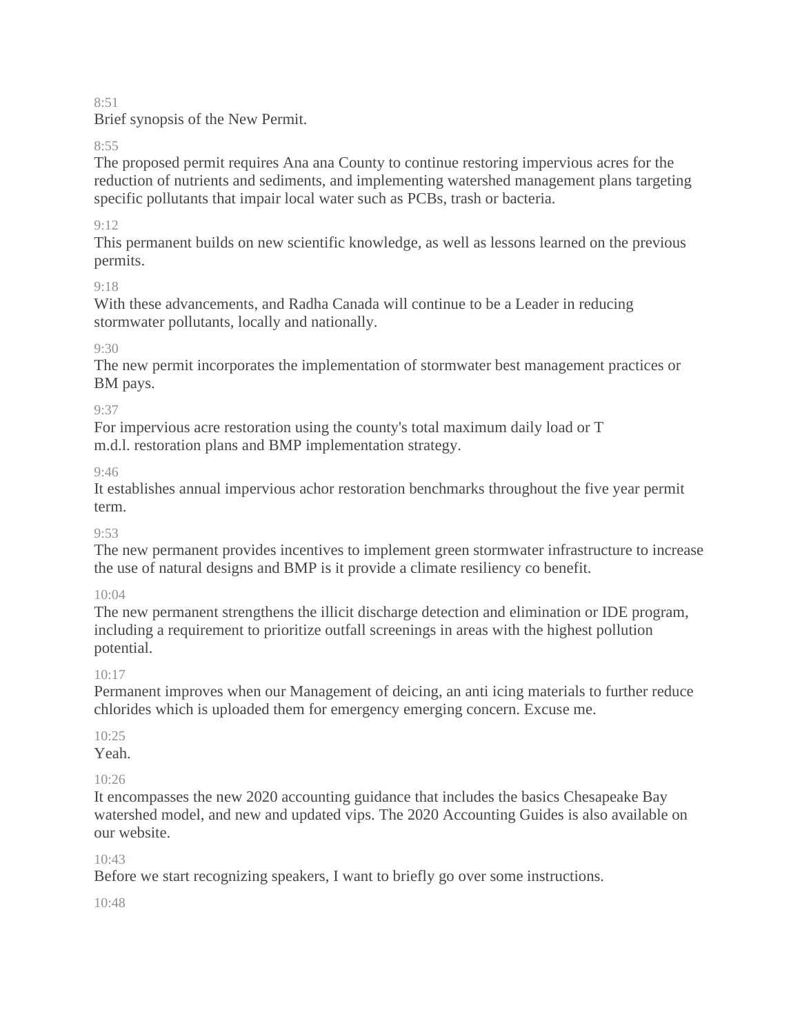8:51
Brief synopsis of the New Permit.

8:55
The proposed permit requires Ana ana County to continue restoring impervious acres for the reduction of nutrients and sediments, and implementing watershed management plans targeting specific pollutants that impair local water such as PCBs, trash or bacteria.

9:12
This permanent builds on new scientific knowledge, as well as lessons learned on the previous permits.

9:18
With these advancements, and Radha Canada will continue to be a Leader in reducing stormwater pollutants, locally and nationally.

9:30
The new permit incorporates the implementation of stormwater best management practices or BM pays.

9:37
For impervious acre restoration using the county's total maximum daily load or T m.d.l. restoration plans and BMP implementation strategy.

9:46
It establishes annual impervious achor restoration benchmarks throughout the five year permit term.

9:53
The new permanent provides incentives to implement green stormwater infrastructure to increase the use of natural designs and BMP is it provide a climate resiliency co benefit.

10:04
The new permanent strengthens the illicit discharge detection and elimination or IDE program, including a requirement to prioritize outfall screenings in areas with the highest pollution potential.

10:17
Permanent improves when our Management of deicing, an anti icing materials to further reduce chlorides which is uploaded them for emergency emerging concern. Excuse me.

10:25
Yeah.

10:26
It encompasses the new 2020 accounting guidance that includes the basics Chesapeake Bay watershed model, and new and updated vips. The 2020 Accounting Guides is also available on our website.

10:43
Before we start recognizing speakers, I want to briefly go over some instructions.

10:48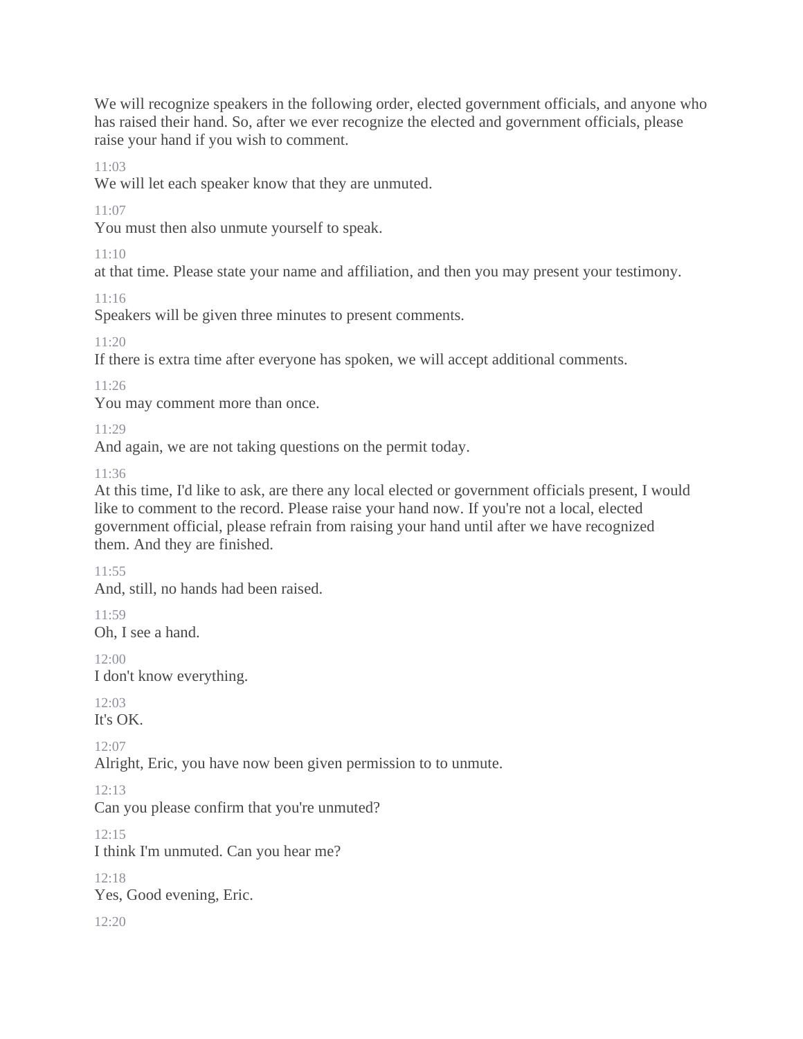We will recognize speakers in the following order, elected government officials, and anyone who has raised their hand. So, after we ever recognize the elected and government officials, please raise your hand if you wish to comment.

11:03

We will let each speaker know that they are unmuted.

11:07

You must then also unmute yourself to speak.

11:10

at that time. Please state your name and affiliation, and then you may present your testimony.

11:16

Speakers will be given three minutes to present comments.

11:20

If there is extra time after everyone has spoken, we will accept additional comments.

11:26

You may comment more than once.

11:29

And again, we are not taking questions on the permit today.

11:36

At this time, I'd like to ask, are there any local elected or government officials present, I would like to comment to the record. Please raise your hand now. If you're not a local, elected government official, please refrain from raising your hand until after we have recognized them. And they are finished.

11:55

And, still, no hands had been raised.

11:59

Oh, I see a hand.

12:00

I don't know everything.

12:03

It's OK.

12:07

Alright, Eric, you have now been given permission to to unmute.

12:13

Can you please confirm that you're unmuted?

12:15

I think I'm unmuted. Can you hear me?

12:18

Yes, Good evening, Eric.

12:20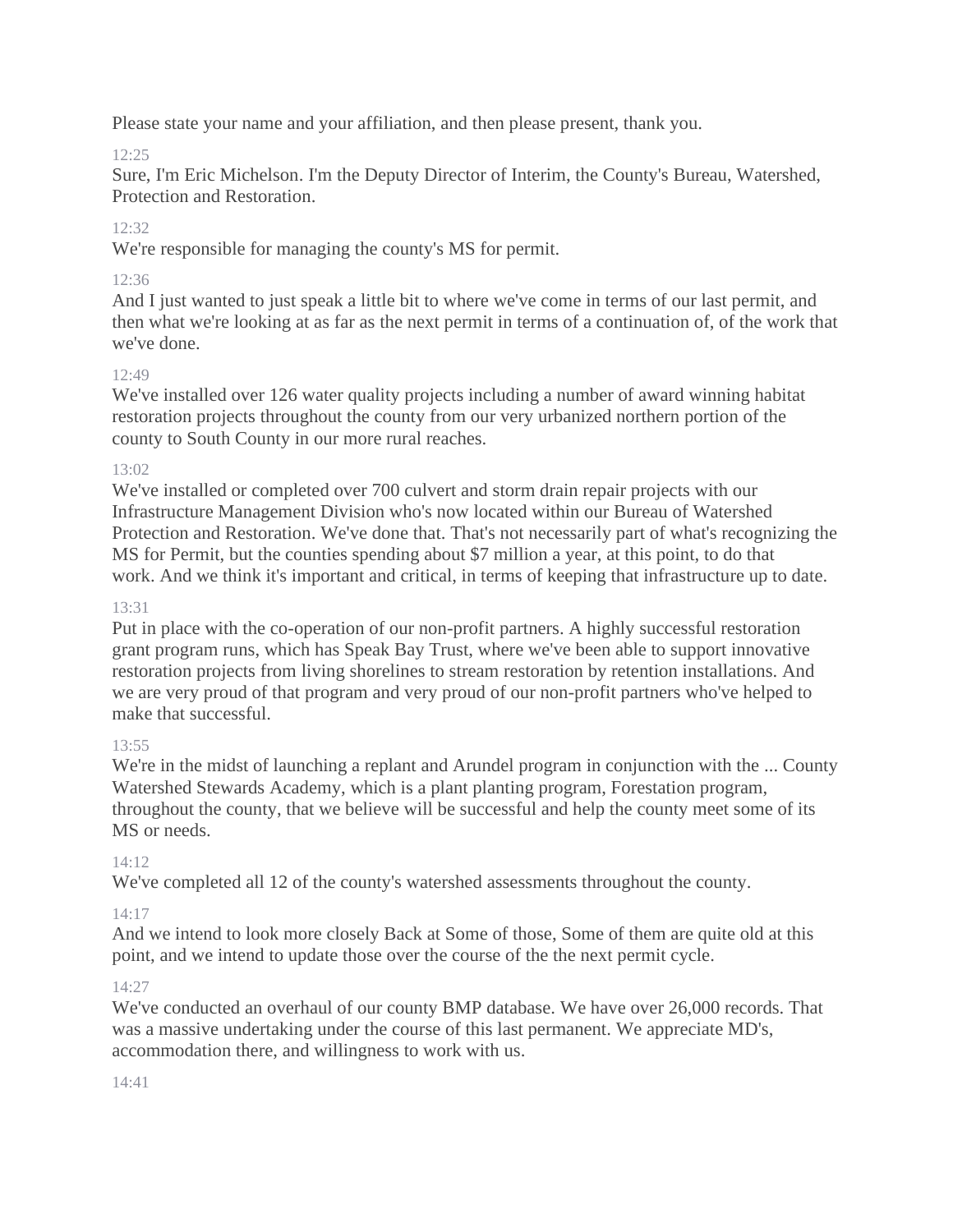Please state your name and your affiliation, and then please present, thank you.

12:25

Sure, I'm Eric Michelson. I'm the Deputy Director of Interim, the County's Bureau, Watershed, Protection and Restoration.

12:32

We're responsible for managing the county's MS for permit.

12:36

And I just wanted to just speak a little bit to where we've come in terms of our last permit, and then what we're looking at as far as the next permit in terms of a continuation of, of the work that we've done.

12:49

We've installed over 126 water quality projects including a number of award winning habitat restoration projects throughout the county from our very urbanized northern portion of the county to South County in our more rural reaches.

13:02

We've installed or completed over 700 culvert and storm drain repair projects with our Infrastructure Management Division who's now located within our Bureau of Watershed Protection and Restoration. We've done that. That's not necessarily part of what's recognizing the MS for Permit, but the counties spending about $7 million a year, at this point, to do that work. And we think it's important and critical, in terms of keeping that infrastructure up to date.

13:31

Put in place with the co-operation of our non-profit partners. A highly successful restoration grant program runs, which has Speak Bay Trust, where we've been able to support innovative restoration projects from living shorelines to stream restoration by retention installations. And we are very proud of that program and very proud of our non-profit partners who've helped to make that successful.

13:55

We're in the midst of launching a replant and Arundel program in conjunction with the ... County Watershed Stewards Academy, which is a plant planting program, Forestation program, throughout the county, that we believe will be successful and help the county meet some of its MS or needs.

14:12

We've completed all 12 of the county's watershed assessments throughout the county.

14:17

And we intend to look more closely Back at Some of those, Some of them are quite old at this point, and we intend to update those over the course of the the next permit cycle.

14:27

We've conducted an overhaul of our county BMP database. We have over 26,000 records. That was a massive undertaking under the course of this last permanent. We appreciate MD's, accommodation there, and willingness to work with us.

14:41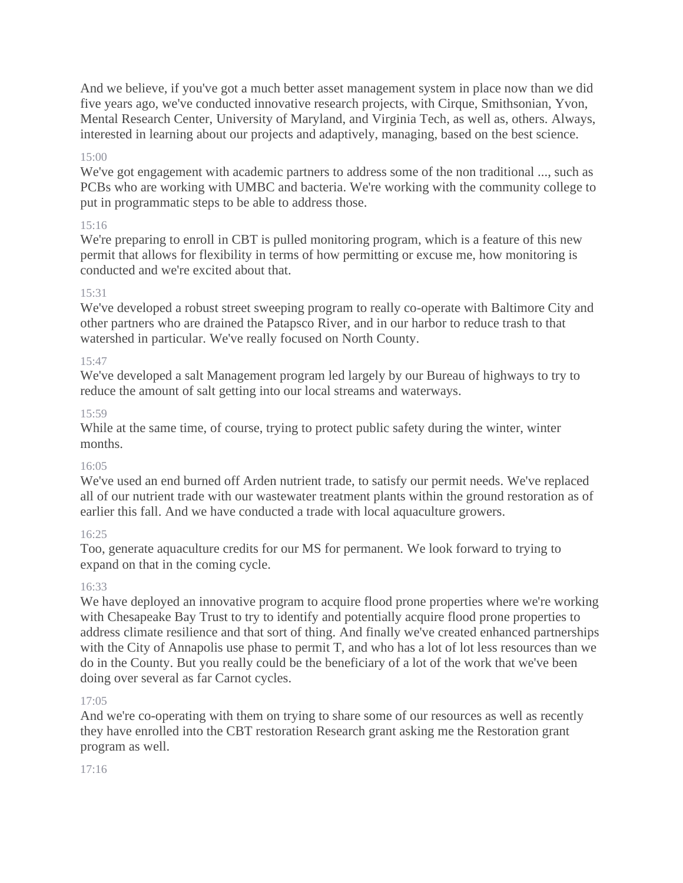And we believe, if you've got a much better asset management system in place now than we did five years ago, we've conducted innovative research projects, with Cirque, Smithsonian, Yvon, Mental Research Center, University of Maryland, and Virginia Tech, as well as, others. Always, interested in learning about our projects and adaptively, managing, based on the best science.

15:00

We've got engagement with academic partners to address some of the non traditional ..., such as PCBs who are working with UMBC and bacteria. We're working with the community college to put in programmatic steps to be able to address those.

15:16

We're preparing to enroll in CBT is pulled monitoring program, which is a feature of this new permit that allows for flexibility in terms of how permitting or excuse me, how monitoring is conducted and we're excited about that.

15:31

We've developed a robust street sweeping program to really co-operate with Baltimore City and other partners who are drained the Patapsco River, and in our harbor to reduce trash to that watershed in particular. We've really focused on North County.

15:47

We've developed a salt Management program led largely by our Bureau of highways to try to reduce the amount of salt getting into our local streams and waterways.

15:59

While at the same time, of course, trying to protect public safety during the winter, winter months.

16:05

We've used an end burned off Arden nutrient trade, to satisfy our permit needs. We've replaced all of our nutrient trade with our wastewater treatment plants within the ground restoration as of earlier this fall. And we have conducted a trade with local aquaculture growers.

16:25

Too, generate aquaculture credits for our MS for permanent. We look forward to trying to expand on that in the coming cycle.

16:33

We have deployed an innovative program to acquire flood prone properties where we're working with Chesapeake Bay Trust to try to identify and potentially acquire flood prone properties to address climate resilience and that sort of thing. And finally we've created enhanced partnerships with the City of Annapolis use phase to permit T, and who has a lot of lot less resources than we do in the County. But you really could be the beneficiary of a lot of the work that we've been doing over several as far Carnot cycles.

17:05

And we're co-operating with them on trying to share some of our resources as well as recently they have enrolled into the CBT restoration Research grant asking me the Restoration grant program as well.

17:16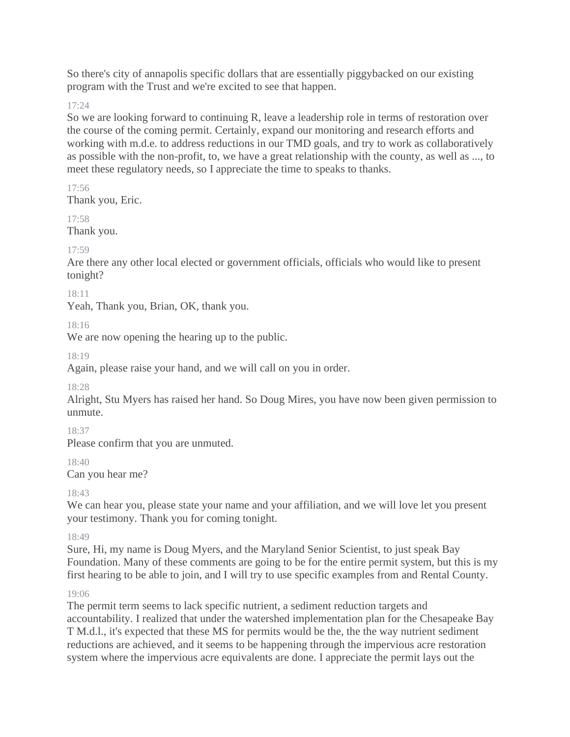So there's city of annapolis specific dollars that are essentially piggybacked on our existing program with the Trust and we're excited to see that happen.

17:24

So we are looking forward to continuing R, leave a leadership role in terms of restoration over the course of the coming permit. Certainly, expand our monitoring and research efforts and working with m.d.e. to address reductions in our TMD goals, and try to work as collaboratively as possible with the non-profit, to, we have a great relationship with the county, as well as ..., to meet these regulatory needs, so I appreciate the time to speaks to thanks.

17:56

Thank you, Eric.

17:58

Thank you.

17:59

Are there any other local elected or government officials, officials who would like to present tonight?

18:11

Yeah, Thank you, Brian, OK, thank you.

18:16

We are now opening the hearing up to the public.

18:19

Again, please raise your hand, and we will call on you in order.

18:28

Alright, Stu Myers has raised her hand. So Doug Mires, you have now been given permission to unmute.

18:37

Please confirm that you are unmuted.

18:40

Can you hear me?

18:43

We can hear you, please state your name and your affiliation, and we will love let you present your testimony. Thank you for coming tonight.

18:49

Sure, Hi, my name is Doug Myers, and the Maryland Senior Scientist, to just speak Bay Foundation. Many of these comments are going to be for the entire permit system, but this is my first hearing to be able to join, and I will try to use specific examples from and Rental County.

19:06

The permit term seems to lack specific nutrient, a sediment reduction targets and accountability. I realized that under the watershed implementation plan for the Chesapeake Bay T M.d.l., it's expected that these MS for permits would be the, the the way nutrient sediment reductions are achieved, and it seems to be happening through the impervious acre restoration system where the impervious acre equivalents are done. I appreciate the permit lays out the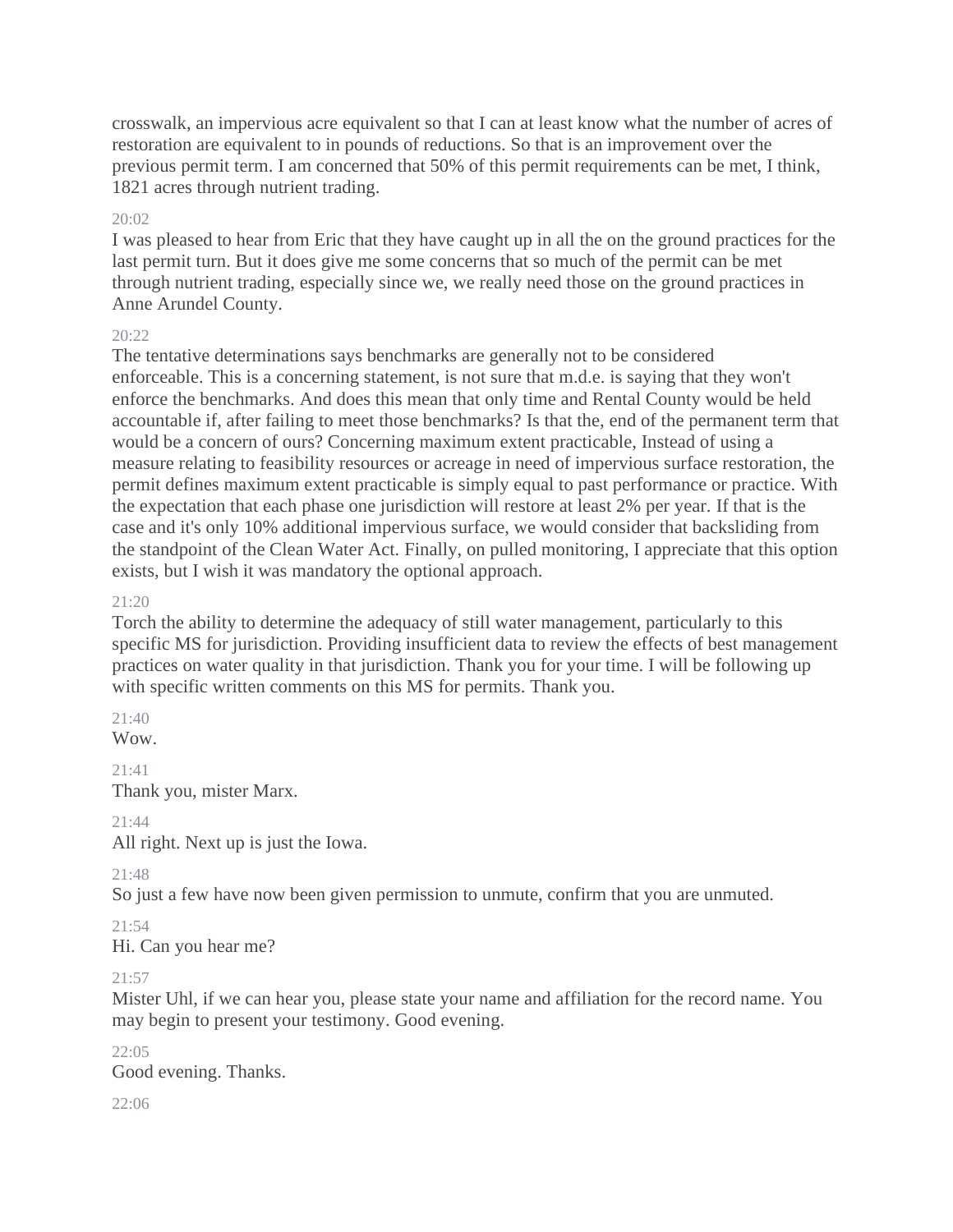crosswalk, an impervious acre equivalent so that I can at least know what the number of acres of restoration are equivalent to in pounds of reductions. So that is an improvement over the previous permit term. I am concerned that 50% of this permit requirements can be met, I think, 1821 acres through nutrient trading.

20:02

I was pleased to hear from Eric that they have caught up in all the on the ground practices for the last permit turn. But it does give me some concerns that so much of the permit can be met through nutrient trading, especially since we, we really need those on the ground practices in Anne Arundel County.

20:22

The tentative determinations says benchmarks are generally not to be considered enforceable. This is a concerning statement, is not sure that m.d.e. is saying that they won't enforce the benchmarks. And does this mean that only time and Rental County would be held accountable if, after failing to meet those benchmarks? Is that the, end of the permanent term that would be a concern of ours? Concerning maximum extent practicable, Instead of using a measure relating to feasibility resources or acreage in need of impervious surface restoration, the permit defines maximum extent practicable is simply equal to past performance or practice. With the expectation that each phase one jurisdiction will restore at least 2% per year. If that is the case and it's only 10% additional impervious surface, we would consider that backsliding from the standpoint of the Clean Water Act. Finally, on pulled monitoring, I appreciate that this option exists, but I wish it was mandatory the optional approach.

21:20

Torch the ability to determine the adequacy of still water management, particularly to this specific MS for jurisdiction. Providing insufficient data to review the effects of best management practices on water quality in that jurisdiction. Thank you for your time. I will be following up with specific written comments on this MS for permits. Thank you.

21:40

Wow.

21:41

Thank you, mister Marx.

21:44

All right. Next up is just the Iowa.

21:48

So just a few have now been given permission to unmute, confirm that you are unmuted.

21:54

Hi. Can you hear me?

21:57

Mister Uhl, if we can hear you, please state your name and affiliation for the record name. You may begin to present your testimony. Good evening.

22:05

Good evening. Thanks.

22:06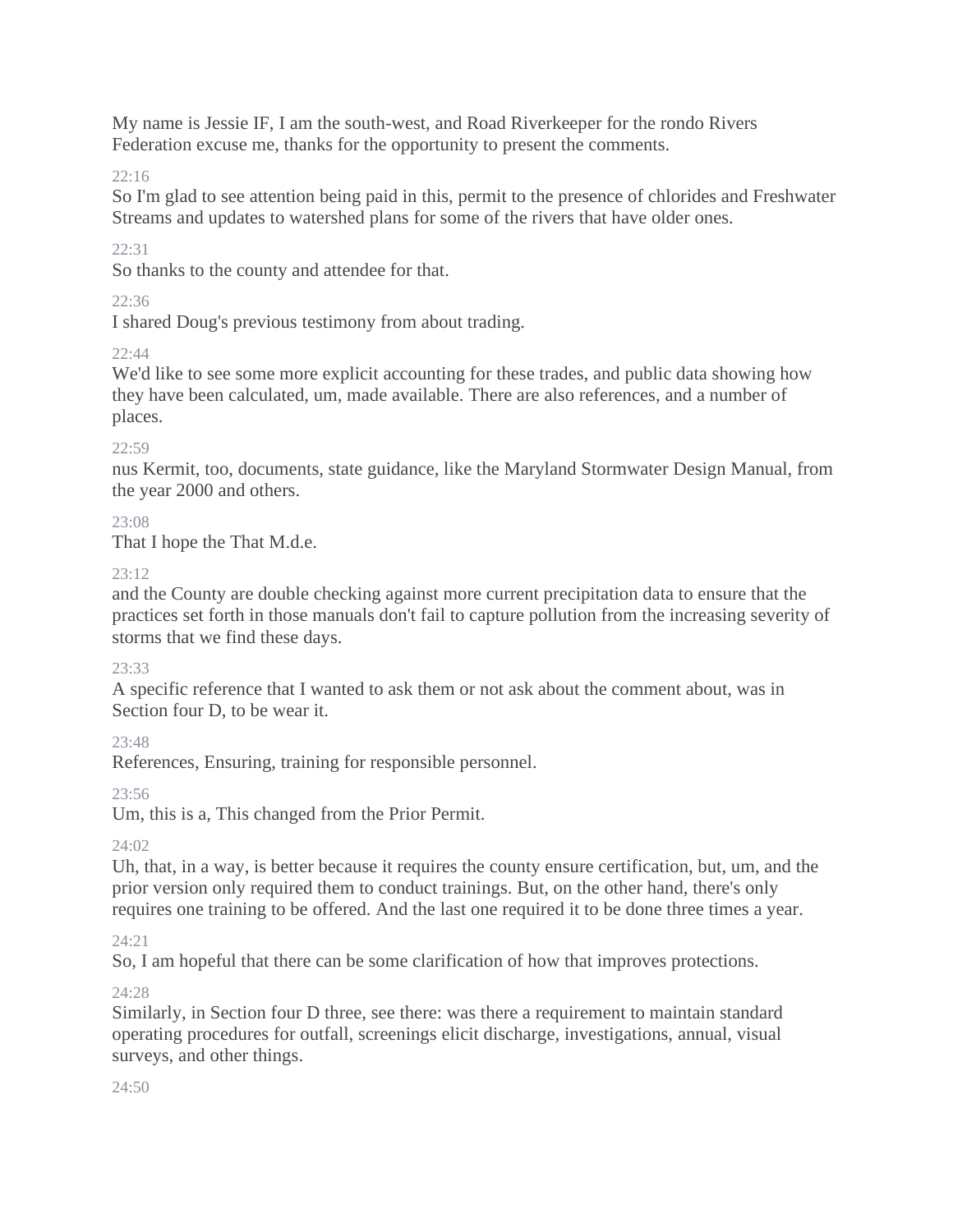My name is Jessie IF, I am the south-west, and Road Riverkeeper for the rondo Rivers Federation excuse me, thanks for the opportunity to present the comments.

22:16

So I'm glad to see attention being paid in this, permit to the presence of chlorides and Freshwater Streams and updates to watershed plans for some of the rivers that have older ones.

22:31

So thanks to the county and attendee for that.

22:36

I shared Doug's previous testimony from about trading.

22:44

We'd like to see some more explicit accounting for these trades, and public data showing how they have been calculated, um, made available. There are also references, and a number of places.

22:59

nus Kermit, too, documents, state guidance, like the Maryland Stormwater Design Manual, from the year 2000 and others.

23:08

That I hope the That M.d.e.

23:12

and the County are double checking against more current precipitation data to ensure that the practices set forth in those manuals don't fail to capture pollution from the increasing severity of storms that we find these days.

23:33

A specific reference that I wanted to ask them or not ask about the comment about, was in Section four D, to be wear it.

23:48

References, Ensuring, training for responsible personnel.

23:56

Um, this is a, This changed from the Prior Permit.

24:02

Uh, that, in a way, is better because it requires the county ensure certification, but, um, and the prior version only required them to conduct trainings. But, on the other hand, there's only requires one training to be offered. And the last one required it to be done three times a year.

24:21

So, I am hopeful that there can be some clarification of how that improves protections.

24:28

Similarly, in Section four D three, see there: was there a requirement to maintain standard operating procedures for outfall, screenings elicit discharge, investigations, annual, visual surveys, and other things.

24:50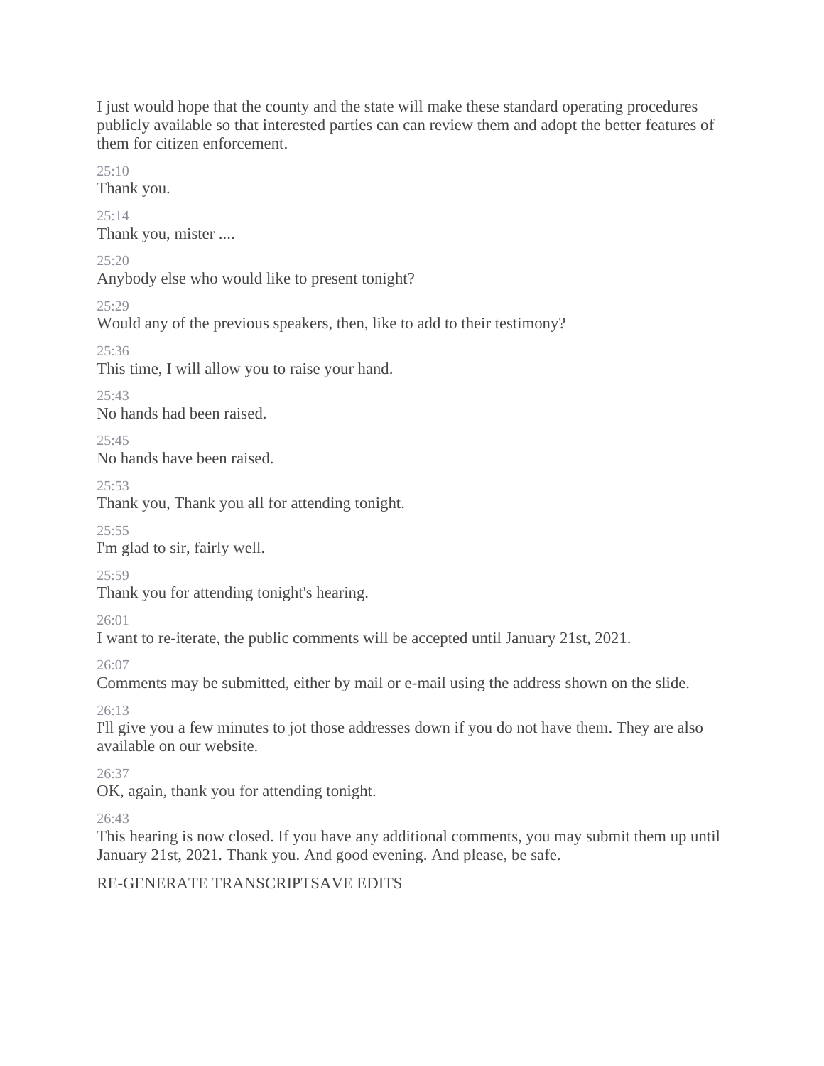I just would hope that the county and the state will make these standard operating procedures publicly available so that interested parties can can review them and adopt the better features of them for citizen enforcement.

25:10
Thank you.

25:14
Thank you, mister ....

25:20
Anybody else who would like to present tonight?

25:29
Would any of the previous speakers, then, like to add to their testimony?

25:36
This time, I will allow you to raise your hand.

25:43
No hands had been raised.

25:45
No hands have been raised.

25:53
Thank you, Thank you all for attending tonight.

25:55
I'm glad to sir, fairly well.

25:59
Thank you for attending tonight's hearing.

26:01
I want to re-iterate, the public comments will be accepted until January 21st, 2021.

26:07
Comments may be submitted, either by mail or e-mail using the address shown on the slide.

26:13
I'll give you a few minutes to jot those addresses down if you do not have them. They are also available on our website.

26:37
OK, again, thank you for attending tonight.

26:43
This hearing is now closed. If you have any additional comments, you may submit them up until January 21st, 2021. Thank you. And good evening. And please, be safe.

RE-GENERATE TRANSCRIPTSAVE EDITS